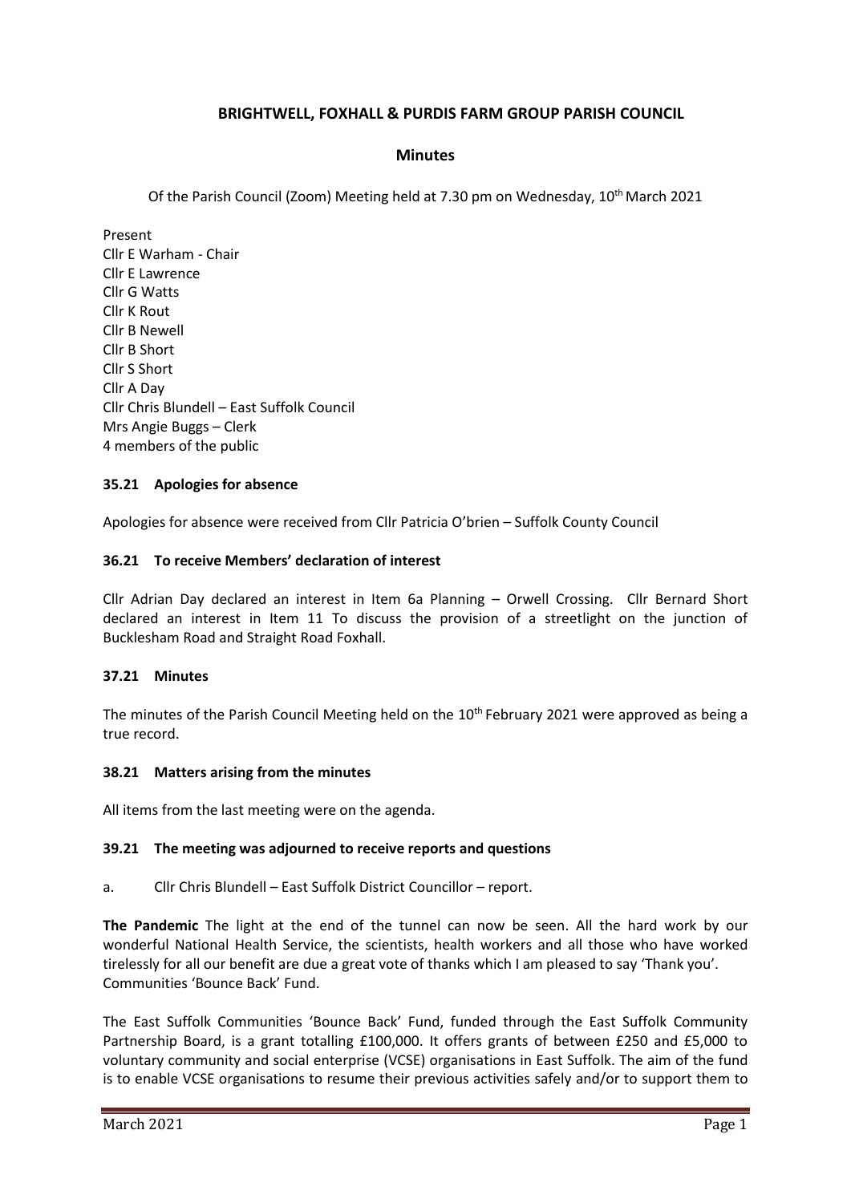# BRIGHTWELL, FOXHALL & PURDIS FARM GROUP PARISH COUNCIL

## Minutes

Of the Parish Council (Zoom) Meeting held at 7.30 pm on Wednesday, 10th March 2021

Present
Cllr E Warham - Chair
Cllr E Lawrence
Cllr G Watts
Cllr K Rout
Cllr B Newell
Cllr B Short
Cllr S Short
Cllr A Day
Cllr Chris Blundell – East Suffolk Council
Mrs Angie Buggs – Clerk
4 members of the public

### 35.21 Apologies for absence

Apologies for absence were received from Cllr Patricia O'brien – Suffolk County Council

### 36.21 To receive Members' declaration of interest

Cllr Adrian Day declared an interest in Item 6a Planning – Orwell Crossing. Cllr Bernard Short declared an interest in Item 11 To discuss the provision of a streetlight on the junction of Bucklesham Road and Straight Road Foxhall.

### 37.21 Minutes

The minutes of the Parish Council Meeting held on the 10th February 2021 were approved as being a true record.

### 38.21 Matters arising from the minutes

All items from the last meeting were on the agenda.

### 39.21 The meeting was adjourned to receive reports and questions

a. Cllr Chris Blundell – East Suffolk District Councillor – report.

**The Pandemic** The light at the end of the tunnel can now be seen. All the hard work by our wonderful National Health Service, the scientists, health workers and all those who have worked tirelessly for all our benefit are due a great vote of thanks which I am pleased to say 'Thank you'. Communities 'Bounce Back' Fund.

The East Suffolk Communities 'Bounce Back' Fund, funded through the East Suffolk Community Partnership Board, is a grant totalling £100,000. It offers grants of between £250 and £5,000 to voluntary community and social enterprise (VCSE) organisations in East Suffolk. The aim of the fund is to enable VCSE organisations to resume their previous activities safely and/or to support them to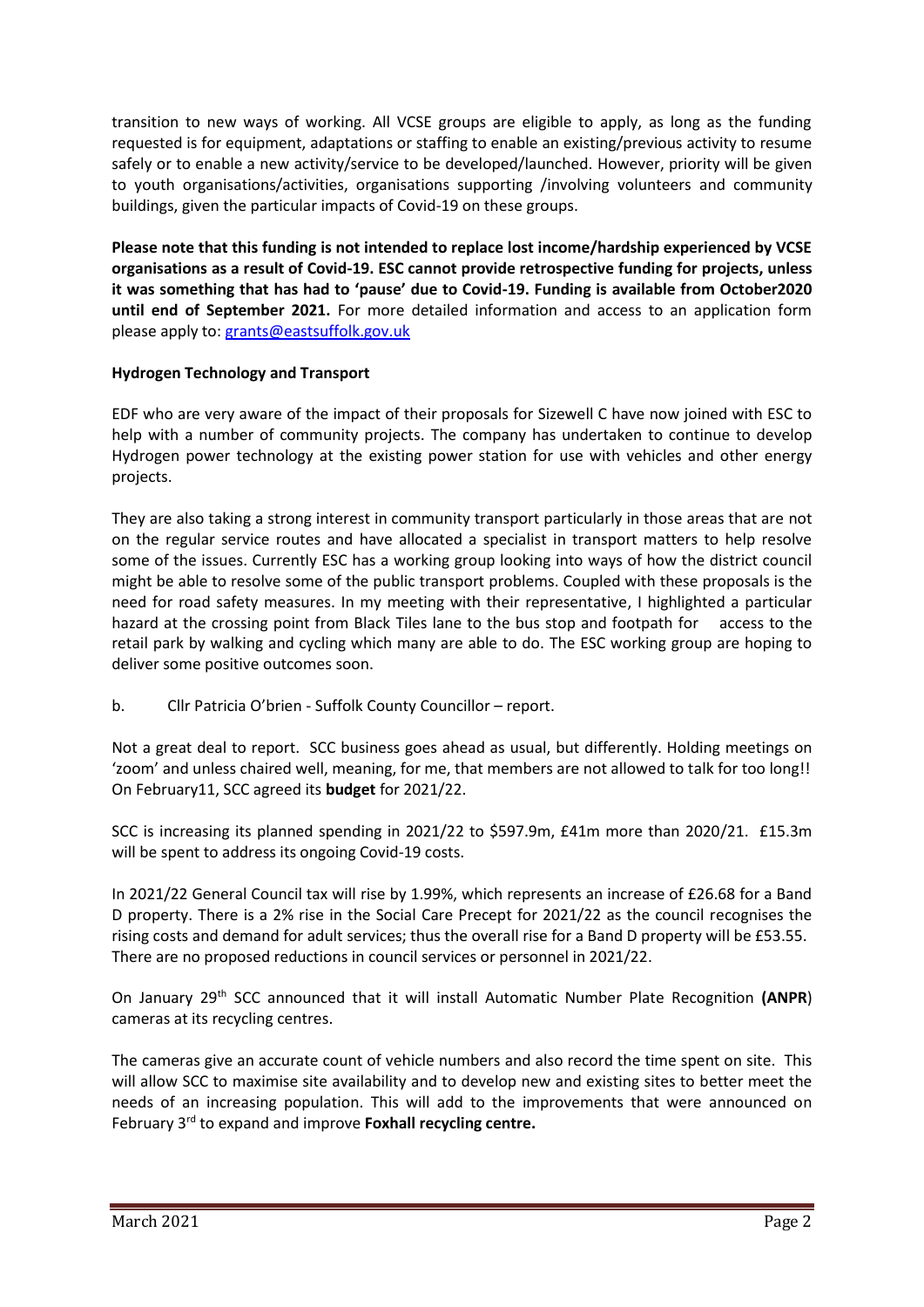transition to new ways of working. All VCSE groups are eligible to apply, as long as the funding requested is for equipment, adaptations or staffing to enable an existing/previous activity to resume safely or to enable a new activity/service to be developed/launched. However, priority will be given to youth organisations/activities, organisations supporting /involving volunteers and community buildings, given the particular impacts of Covid-19 on these groups.

**Please note that this funding is not intended to replace lost income/hardship experienced by VCSE organisations as a result of Covid-19. ESC cannot provide retrospective funding for projects, unless it was something that has had to 'pause' due to Covid-19. Funding is available from October2020 until end of September 2021.** For more detailed information and access to an application form please apply to: grants@eastsuffolk.gov.uk

**Hydrogen Technology and Transport**

EDF who are very aware of the impact of their proposals for Sizewell C have now joined with ESC to help with a number of community projects. The company has undertaken to continue to develop Hydrogen power technology at the existing power station for use with vehicles and other energy projects.

They are also taking a strong interest in community transport particularly in those areas that are not on the regular service routes and have allocated a specialist in transport matters to help resolve some of the issues. Currently ESC has a working group looking into ways of how the district council might be able to resolve some of the public transport problems. Coupled with these proposals is the need for road safety measures. In my meeting with their representative, I highlighted a particular hazard at the crossing point from Black Tiles lane to the bus stop and footpath for access to the retail park by walking and cycling which many are able to do. The ESC working group are hoping to deliver some positive outcomes soon.

b. Cllr Patricia O'brien - Suffolk County Councillor – report.

Not a great deal to report. SCC business goes ahead as usual, but differently. Holding meetings on 'zoom' and unless chaired well, meaning, for me, that members are not allowed to talk for too long!! On February11, SCC agreed its **budget** for 2021/22.

SCC is increasing its planned spending in 2021/22 to $597.9m, £41m more than 2020/21. £15.3m will be spent to address its ongoing Covid-19 costs.

In 2021/22 General Council tax will rise by 1.99%, which represents an increase of £26.68 for a Band D property. There is a 2% rise in the Social Care Precept for 2021/22 as the council recognises the rising costs and demand for adult services; thus the overall rise for a Band D property will be £53.55. There are no proposed reductions in council services or personnel in 2021/22.

On January 29th SCC announced that it will install Automatic Number Plate Recognition **(ANPR**) cameras at its recycling centres.

The cameras give an accurate count of vehicle numbers and also record the time spent on site. This will allow SCC to maximise site availability and to develop new and existing sites to better meet the needs of an increasing population. This will add to the improvements that were announced on February 3rd to expand and improve **Foxhall recycling centre.**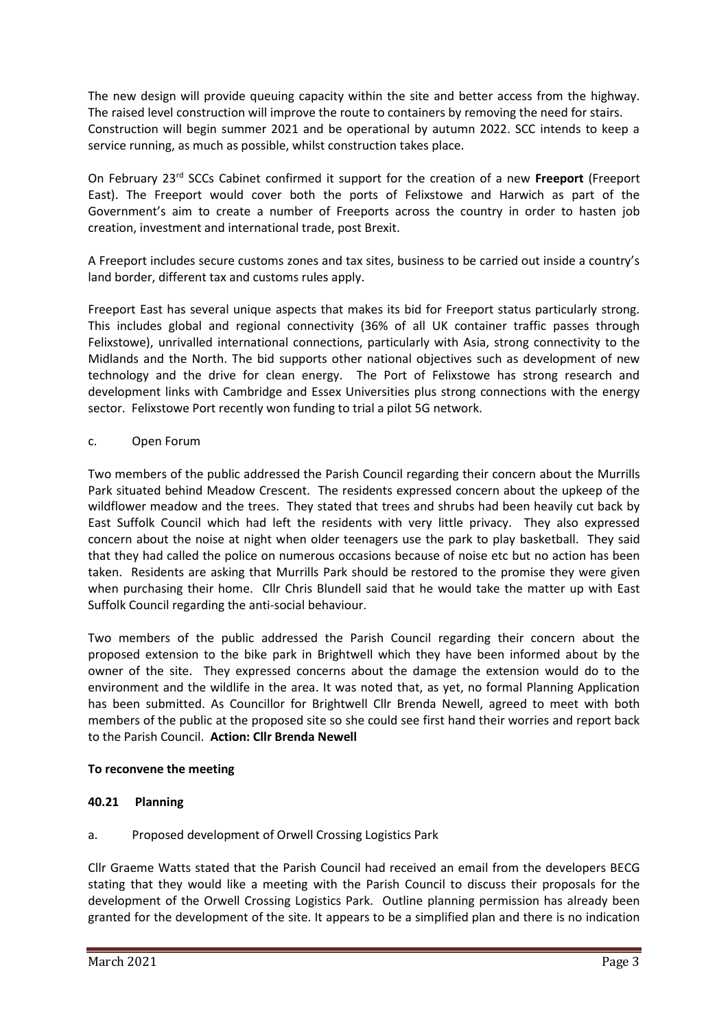The new design will provide queuing capacity within the site and better access from the highway. The raised level construction will improve the route to containers by removing the need for stairs. Construction will begin summer 2021 and be operational by autumn 2022. SCC intends to keep a service running, as much as possible, whilst construction takes place.

On February 23rd SCCs Cabinet confirmed it support for the creation of a new **Freeport** (Freeport East). The Freeport would cover both the ports of Felixstowe and Harwich as part of the Government's aim to create a number of Freeports across the country in order to hasten job creation, investment and international trade, post Brexit.

A Freeport includes secure customs zones and tax sites, business to be carried out inside a country's land border, different tax and customs rules apply.

Freeport East has several unique aspects that makes its bid for Freeport status particularly strong. This includes global and regional connectivity (36% of all UK container traffic passes through Felixstowe), unrivalled international connections, particularly with Asia, strong connectivity to the Midlands and the North. The bid supports other national objectives such as development of new technology and the drive for clean energy. The Port of Felixstowe has strong research and development links with Cambridge and Essex Universities plus strong connections with the energy sector. Felixstowe Port recently won funding to trial a pilot 5G network.

c. Open Forum

Two members of the public addressed the Parish Council regarding their concern about the Murrills Park situated behind Meadow Crescent. The residents expressed concern about the upkeep of the wildflower meadow and the trees. They stated that trees and shrubs had been heavily cut back by East Suffolk Council which had left the residents with very little privacy. They also expressed concern about the noise at night when older teenagers use the park to play basketball. They said that they had called the police on numerous occasions because of noise etc but no action has been taken. Residents are asking that Murrills Park should be restored to the promise they were given when purchasing their home. Cllr Chris Blundell said that he would take the matter up with East Suffolk Council regarding the anti-social behaviour.

Two members of the public addressed the Parish Council regarding their concern about the proposed extension to the bike park in Brightwell which they have been informed about by the owner of the site. They expressed concerns about the damage the extension would do to the environment and the wildlife in the area. It was noted that, as yet, no formal Planning Application has been submitted. As Councillor for Brightwell Cllr Brenda Newell, agreed to meet with both members of the public at the proposed site so she could see first hand their worries and report back to the Parish Council. **Action: Cllr Brenda Newell**

**To reconvene the meeting**

**40.21 Planning**

a. Proposed development of Orwell Crossing Logistics Park

Cllr Graeme Watts stated that the Parish Council had received an email from the developers BECG stating that they would like a meeting with the Parish Council to discuss their proposals for the development of the Orwell Crossing Logistics Park. Outline planning permission has already been granted for the development of the site. It appears to be a simplified plan and there is no indication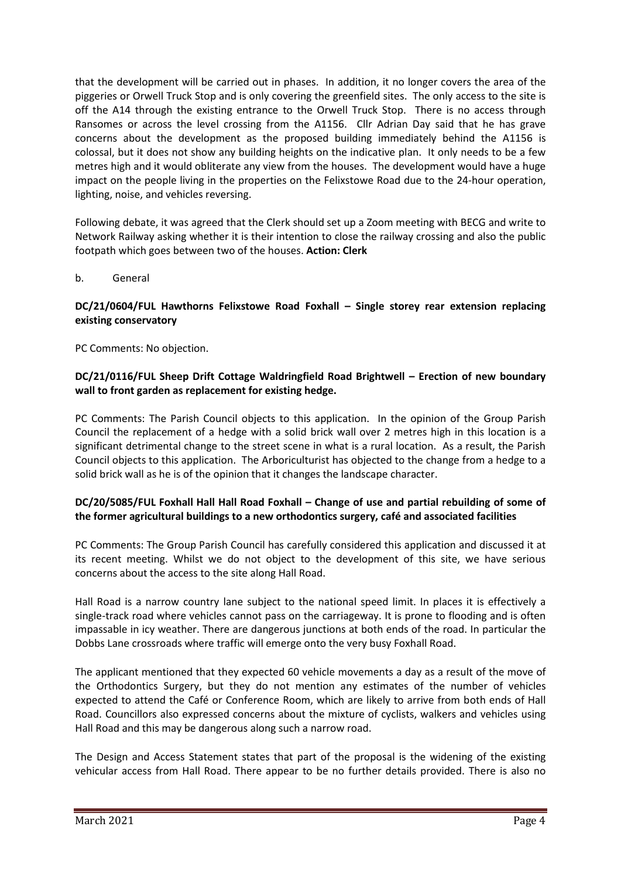that the development will be carried out in phases. In addition, it no longer covers the area of the piggeries or Orwell Truck Stop and is only covering the greenfield sites. The only access to the site is off the A14 through the existing entrance to the Orwell Truck Stop. There is no access through Ransomes or across the level crossing from the A1156. Cllr Adrian Day said that he has grave concerns about the development as the proposed building immediately behind the A1156 is colossal, but it does not show any building heights on the indicative plan. It only needs to be a few metres high and it would obliterate any view from the houses. The development would have a huge impact on the people living in the properties on the Felixstowe Road due to the 24-hour operation, lighting, noise, and vehicles reversing.

Following debate, it was agreed that the Clerk should set up a Zoom meeting with BECG and write to Network Railway asking whether it is their intention to close the railway crossing and also the public footpath which goes between two of the houses. **Action: Clerk**

b. General

**DC/21/0604/FUL Hawthorns Felixstowe Road Foxhall – Single storey rear extension replacing existing conservatory**

PC Comments: No objection.

**DC/21/0116/FUL Sheep Drift Cottage Waldringfield Road Brightwell – Erection of new boundary wall to front garden as replacement for existing hedge.**

PC Comments: The Parish Council objects to this application. In the opinion of the Group Parish Council the replacement of a hedge with a solid brick wall over 2 metres high in this location is a significant detrimental change to the street scene in what is a rural location. As a result, the Parish Council objects to this application. The Arboriculturist has objected to the change from a hedge to a solid brick wall as he is of the opinion that it changes the landscape character.

**DC/20/5085/FUL Foxhall Hall Hall Road Foxhall – Change of use and partial rebuilding of some of the former agricultural buildings to a new orthodontics surgery, café and associated facilities**

PC Comments: The Group Parish Council has carefully considered this application and discussed it at its recent meeting. Whilst we do not object to the development of this site, we have serious concerns about the access to the site along Hall Road.

Hall Road is a narrow country lane subject to the national speed limit. In places it is effectively a single-track road where vehicles cannot pass on the carriageway. It is prone to flooding and is often impassable in icy weather. There are dangerous junctions at both ends of the road. In particular the Dobbs Lane crossroads where traffic will emerge onto the very busy Foxhall Road.

The applicant mentioned that they expected 60 vehicle movements a day as a result of the move of the Orthodontics Surgery, but they do not mention any estimates of the number of vehicles expected to attend the Café or Conference Room, which are likely to arrive from both ends of Hall Road. Councillors also expressed concerns about the mixture of cyclists, walkers and vehicles using Hall Road and this may be dangerous along such a narrow road.

The Design and Access Statement states that part of the proposal is the widening of the existing vehicular access from Hall Road. There appear to be no further details provided. There is also no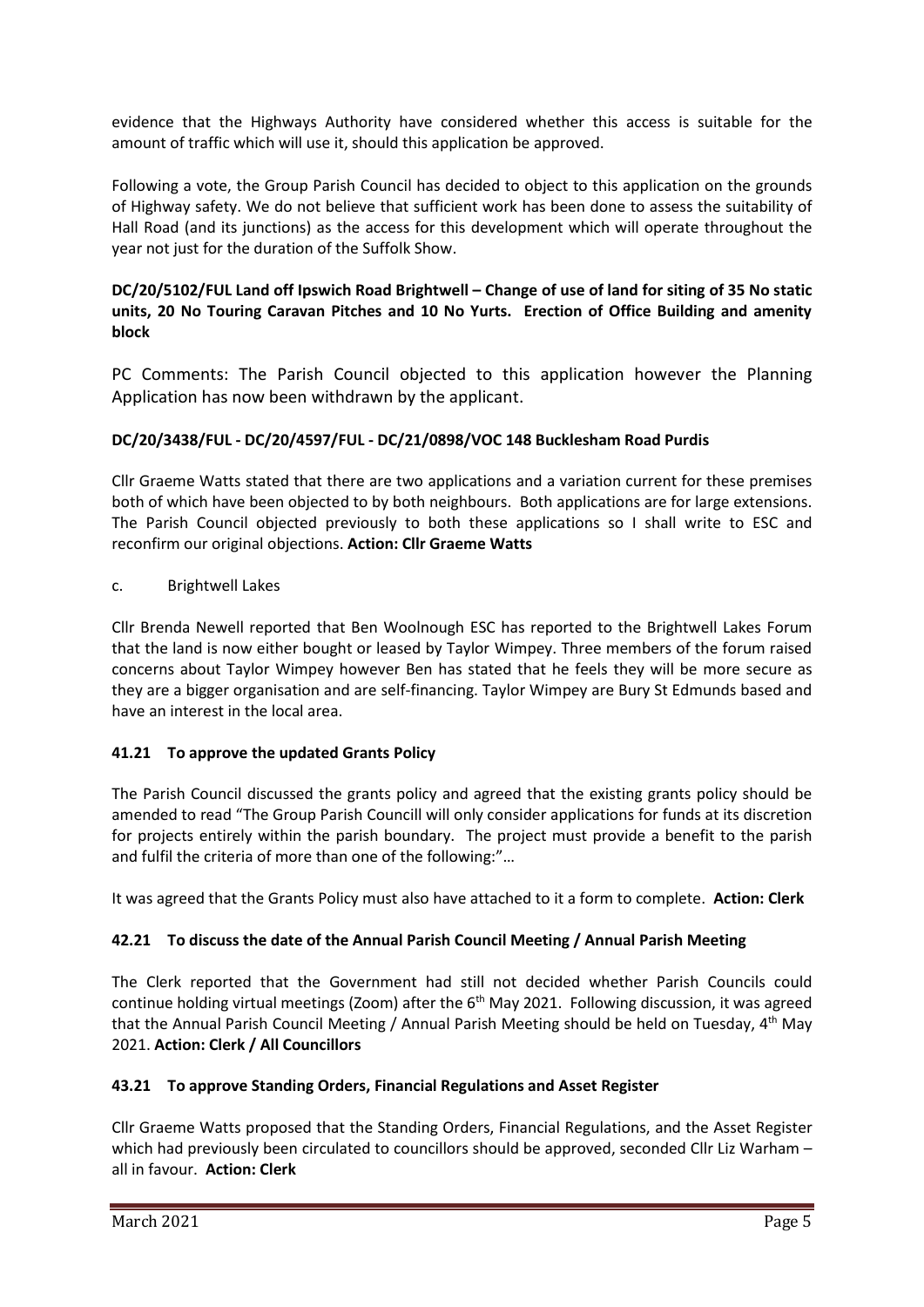evidence that the Highways Authority have considered whether this access is suitable for the amount of traffic which will use it, should this application be approved.

Following a vote, the Group Parish Council has decided to object to this application on the grounds of Highway safety. We do not believe that sufficient work has been done to assess the suitability of Hall Road (and its junctions) as the access for this development which will operate throughout the year not just for the duration of the Suffolk Show.

**DC/20/5102/FUL Land off Ipswich Road Brightwell – Change of use of land for siting of 35 No static units, 20 No Touring Caravan Pitches and 10 No Yurts. Erection of Office Building and amenity block**

PC Comments: The Parish Council objected to this application however the Planning Application has now been withdrawn by the applicant.

**DC/20/3438/FUL - DC/20/4597/FUL - DC/21/0898/VOC 148 Bucklesham Road Purdis**

Cllr Graeme Watts stated that there are two applications and a variation current for these premises both of which have been objected to by both neighbours. Both applications are for large extensions. The Parish Council objected previously to both these applications so I shall write to ESC and reconfirm our original objections. **Action: Cllr Graeme Watts**

c. Brightwell Lakes

Cllr Brenda Newell reported that Ben Woolnough ESC has reported to the Brightwell Lakes Forum that the land is now either bought or leased by Taylor Wimpey. Three members of the forum raised concerns about Taylor Wimpey however Ben has stated that he feels they will be more secure as they are a bigger organisation and are self-financing. Taylor Wimpey are Bury St Edmunds based and have an interest in the local area.

**41.21 To approve the updated Grants Policy**

The Parish Council discussed the grants policy and agreed that the existing grants policy should be amended to read "The Group Parish Councill will only consider applications for funds at its discretion for projects entirely within the parish boundary. The project must provide a benefit to the parish and fulfil the criteria of more than one of the following:"…

It was agreed that the Grants Policy must also have attached to it a form to complete. **Action: Clerk**

**42.21 To discuss the date of the Annual Parish Council Meeting / Annual Parish Meeting**

The Clerk reported that the Government had still not decided whether Parish Councils could continue holding virtual meetings (Zoom) after the 6th May 2021. Following discussion, it was agreed that the Annual Parish Council Meeting / Annual Parish Meeting should be held on Tuesday, 4th May 2021. **Action: Clerk / All Councillors**

**43.21 To approve Standing Orders, Financial Regulations and Asset Register**

Cllr Graeme Watts proposed that the Standing Orders, Financial Regulations, and the Asset Register which had previously been circulated to councillors should be approved, seconded Cllr Liz Warham – all in favour. **Action: Clerk**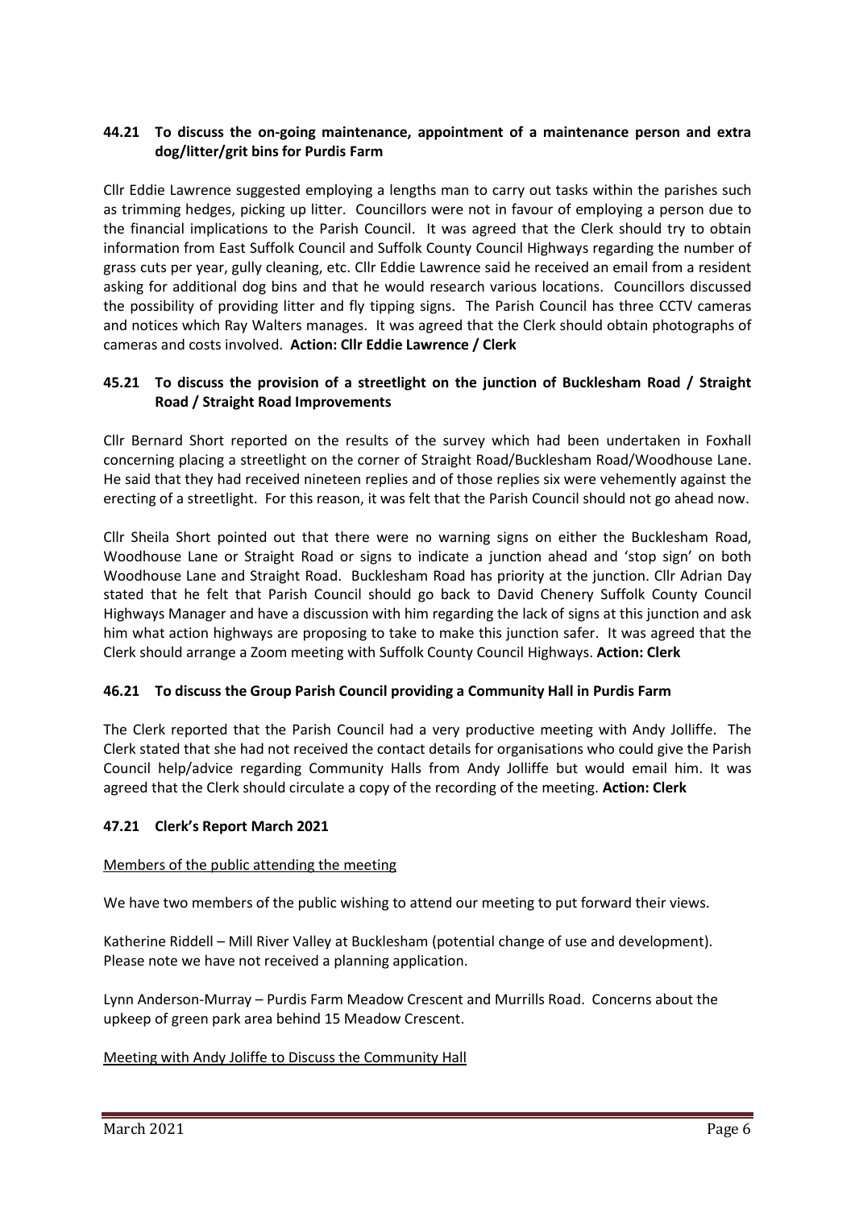### 44.21 To discuss the on-going maintenance, appointment of a maintenance person and extra dog/litter/grit bins for Purdis Farm

Cllr Eddie Lawrence suggested employing a lengths man to carry out tasks within the parishes such as trimming hedges, picking up litter. Councillors were not in favour of employing a person due to the financial implications to the Parish Council. It was agreed that the Clerk should try to obtain information from East Suffolk Council and Suffolk County Council Highways regarding the number of grass cuts per year, gully cleaning, etc. Cllr Eddie Lawrence said he received an email from a resident asking for additional dog bins and that he would research various locations. Councillors discussed the possibility of providing litter and fly tipping signs. The Parish Council has three CCTV cameras and notices which Ray Walters manages. It was agreed that the Clerk should obtain photographs of cameras and costs involved. **Action: Cllr Eddie Lawrence / Clerk**

### 45.21 To discuss the provision of a streetlight on the junction of Bucklesham Road / Straight Road / Straight Road Improvements

Cllr Bernard Short reported on the results of the survey which had been undertaken in Foxhall concerning placing a streetlight on the corner of Straight Road/Bucklesham Road/Woodhouse Lane. He said that they had received nineteen replies and of those replies six were vehemently against the erecting of a streetlight. For this reason, it was felt that the Parish Council should not go ahead now.

Cllr Sheila Short pointed out that there were no warning signs on either the Bucklesham Road, Woodhouse Lane or Straight Road or signs to indicate a junction ahead and 'stop sign' on both Woodhouse Lane and Straight Road. Bucklesham Road has priority at the junction. Cllr Adrian Day stated that he felt that Parish Council should go back to David Chenery Suffolk County Council Highways Manager and have a discussion with him regarding the lack of signs at this junction and ask him what action highways are proposing to take to make this junction safer. It was agreed that the Clerk should arrange a Zoom meeting with Suffolk County Council Highways. **Action: Clerk**

### 46.21 To discuss the Group Parish Council providing a Community Hall in Purdis Farm

The Clerk reported that the Parish Council had a very productive meeting with Andy Jolliffe. The Clerk stated that she had not received the contact details for organisations who could give the Parish Council help/advice regarding Community Halls from Andy Jolliffe but would email him. It was agreed that the Clerk should circulate a copy of the recording of the meeting. **Action: Clerk**

### 47.21 Clerk's Report March 2021

Members of the public attending the meeting

We have two members of the public wishing to attend our meeting to put forward their views.

Katherine Riddell – Mill River Valley at Bucklesham (potential change of use and development). Please note we have not received a planning application.

Lynn Anderson-Murray – Purdis Farm Meadow Crescent and Murrills Road. Concerns about the upkeep of green park area behind 15 Meadow Crescent.

Meeting with Andy Joliffe to Discuss the Community Hall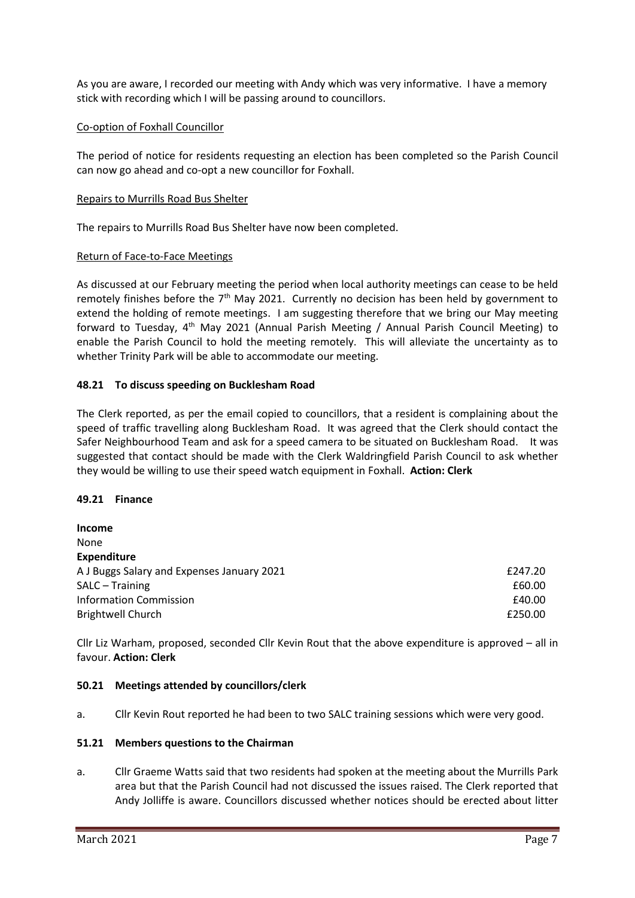As you are aware, I recorded our meeting with Andy which was very informative. I have a memory stick with recording which I will be passing around to councillors.

Co-option of Foxhall Councillor

The period of notice for residents requesting an election has been completed so the Parish Council can now go ahead and co-opt a new councillor for Foxhall.

Repairs to Murrills Road Bus Shelter

The repairs to Murrills Road Bus Shelter have now been completed.

Return of Face-to-Face Meetings

As discussed at our February meeting the period when local authority meetings can cease to be held remotely finishes before the 7th May 2021. Currently no decision has been held by government to extend the holding of remote meetings. I am suggesting therefore that we bring our May meeting forward to Tuesday, 4th May 2021 (Annual Parish Meeting / Annual Parish Council Meeting) to enable the Parish Council to hold the meeting remotely. This will alleviate the uncertainty as to whether Trinity Park will be able to accommodate our meeting.

### 48.21 To discuss speeding on Bucklesham Road

The Clerk reported, as per the email copied to councillors, that a resident is complaining about the speed of traffic travelling along Bucklesham Road. It was agreed that the Clerk should contact the Safer Neighbourhood Team and ask for a speed camera to be situated on Bucklesham Road. It was suggested that contact should be made with the Clerk Waldringfield Parish Council to ask whether they would be willing to use their speed watch equipment in Foxhall. **Action: Clerk**

### 49.21 Finance

**Income**
None

**Expenditure**

| | |
|---|---|
| A J Buggs Salary and Expenses January 2021 | £247.20 |
| SALC – Training | £60.00 |
| Information Commission | £40.00 |
| Brightwell Church | £250.00 |

Cllr Liz Warham, proposed, seconded Cllr Kevin Rout that the above expenditure is approved – all in favour. **Action: Clerk**

### 50.21 Meetings attended by councillors/clerk

a. Cllr Kevin Rout reported he had been to two SALC training sessions which were very good.

### 51.21 Members questions to the Chairman

a. Cllr Graeme Watts said that two residents had spoken at the meeting about the Murrills Park area but that the Parish Council had not discussed the issues raised. The Clerk reported that Andy Jolliffe is aware. Councillors discussed whether notices should be erected about litter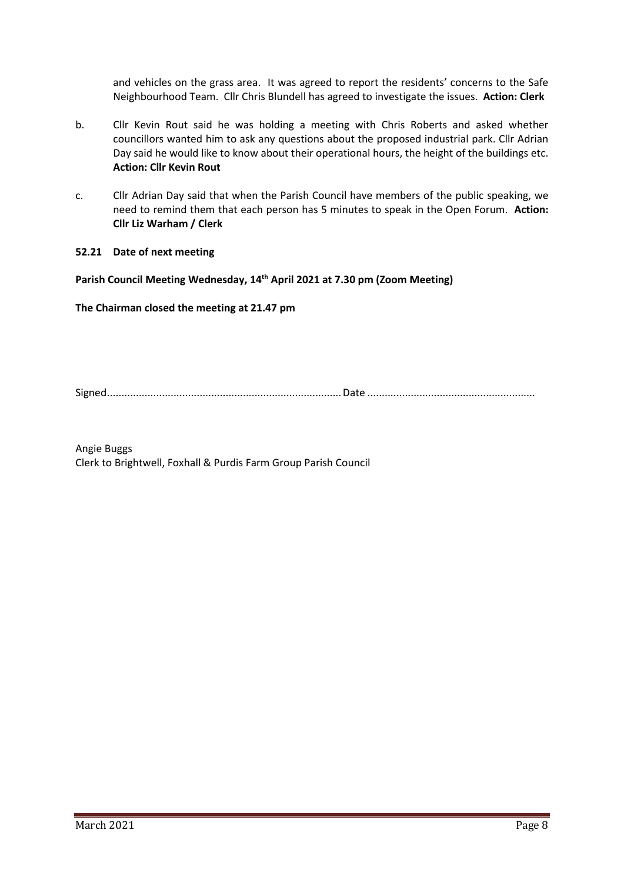and vehicles on the grass area. It was agreed to report the residents' concerns to the Safe Neighbourhood Team. Cllr Chris Blundell has agreed to investigate the issues. **Action: Clerk**

b. Cllr Kevin Rout said he was holding a meeting with Chris Roberts and asked whether councillors wanted him to ask any questions about the proposed industrial park. Cllr Adrian Day said he would like to know about their operational hours, the height of the buildings etc. **Action: Cllr Kevin Rout**

c. Cllr Adrian Day said that when the Parish Council have members of the public speaking, we need to remind them that each person has 5 minutes to speak in the Open Forum. **Action: Cllr Liz Warham / Clerk**

**52.21 Date of next meeting**

**Parish Council Meeting Wednesday, 14th April 2021 at 7.30 pm (Zoom Meeting)**

**The Chairman closed the meeting at 21.47 pm**

Signed................................................................................ Date ..........................................................

Angie Buggs
Clerk to Brightwell, Foxhall & Purdis Farm Group Parish Council